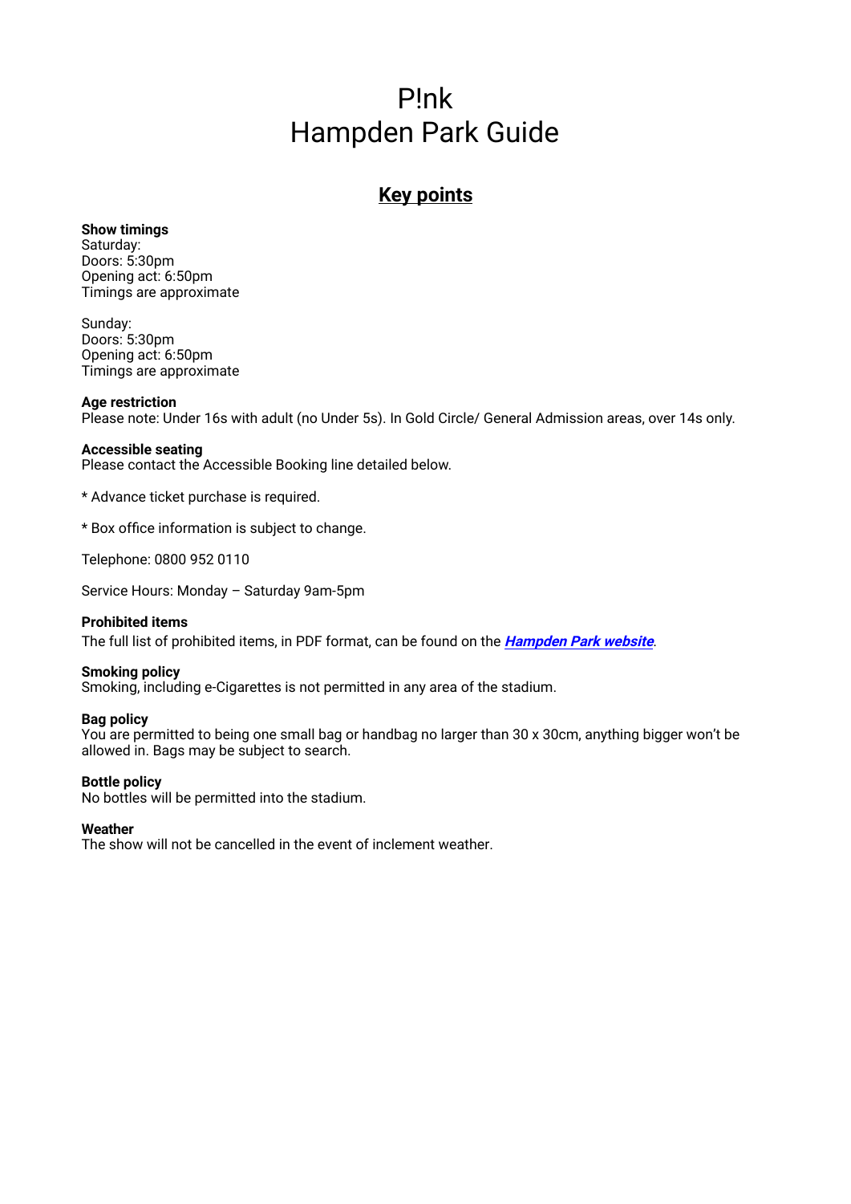# P!nk
# Hampden Park Guide

## Key points

**Show timings**
Saturday:
Doors: 5:30pm
Opening act: 6:50pm
Timings are approximate

Sunday:
Doors: 5:30pm
Opening act: 6:50pm
Timings are approximate

**Age restriction**
Please note: Under 16s with adult (no Under 5s). In Gold Circle/ General Admission areas, over 14s only.

**Accessible seating**
Please contact the Accessible Booking line detailed below.

* Advance ticket purchase is required.

* Box office information is subject to change.

Telephone: 0800 952 0110

Service Hours: Monday – Saturday 9am-5pm

**Prohibited items**
The full list of prohibited items, in PDF format, can be found on the ***Hampden Park website***.

**Smoking policy**
Smoking, including e-Cigarettes is not permitted in any area of the stadium.

**Bag policy**
You are permitted to being one small bag or handbag no larger than 30 x 30cm, anything bigger won't be allowed in. Bags may be subject to search.

**Bottle policy**
No bottles will be permitted into the stadium.

**Weather**
The show will not be cancelled in the event of inclement weather.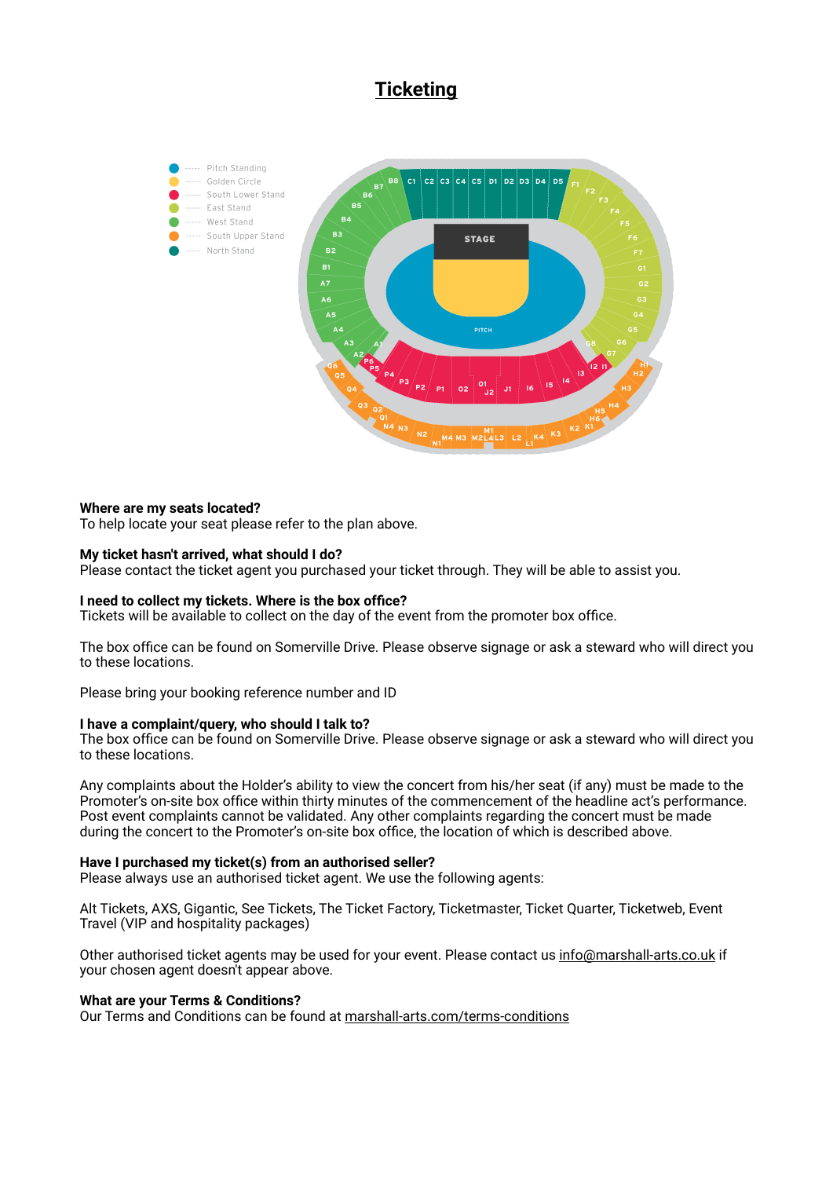# Ticketing

- Pitch Standing
- Golden Circle
- South Lower Stand
- East Stand
- West Stand
- South Upper Stand
- North Stand

**Where are my seats located?**
To help locate your seat please refer to the plan above.

**My ticket hasn't arrived, what should I do?**
Please contact the ticket agent you purchased your ticket through. They will be able to assist you.

**I need to collect my tickets. Where is the box office?**
Tickets will be available to collect on the day of the event from the promoter box office.

The box office can be found on Somerville Drive. Please observe signage or ask a steward who will direct you to these locations.

Please bring your booking reference number and ID

**I have a complaint/query, who should I talk to?**
The box office can be found on Somerville Drive. Please observe signage or ask a steward who will direct you to these locations.

Any complaints about the Holder's ability to view the concert from his/her seat (if any) must be made to the Promoter's on-site box office within thirty minutes of the commencement of the headline act's performance. Post event complaints cannot be validated. Any other complaints regarding the concert must be made during the concert to the Promoter's on-site box office, the location of which is described above.

**Have I purchased my ticket(s) from an authorised seller?**
Please always use an authorised ticket agent. We use the following agents:

Alt Tickets, AXS, Gigantic, See Tickets, The Ticket Factory, Ticketmaster, Ticket Quarter, Ticketweb, Event Travel (VIP and hospitality packages)

Other authorised ticket agents may be used for your event. Please contact us info@marshall-arts.co.uk if your chosen agent doesn't appear above.

**What are your Terms & Conditions?**
Our Terms and Conditions can be found at marshall-arts.com/terms-conditions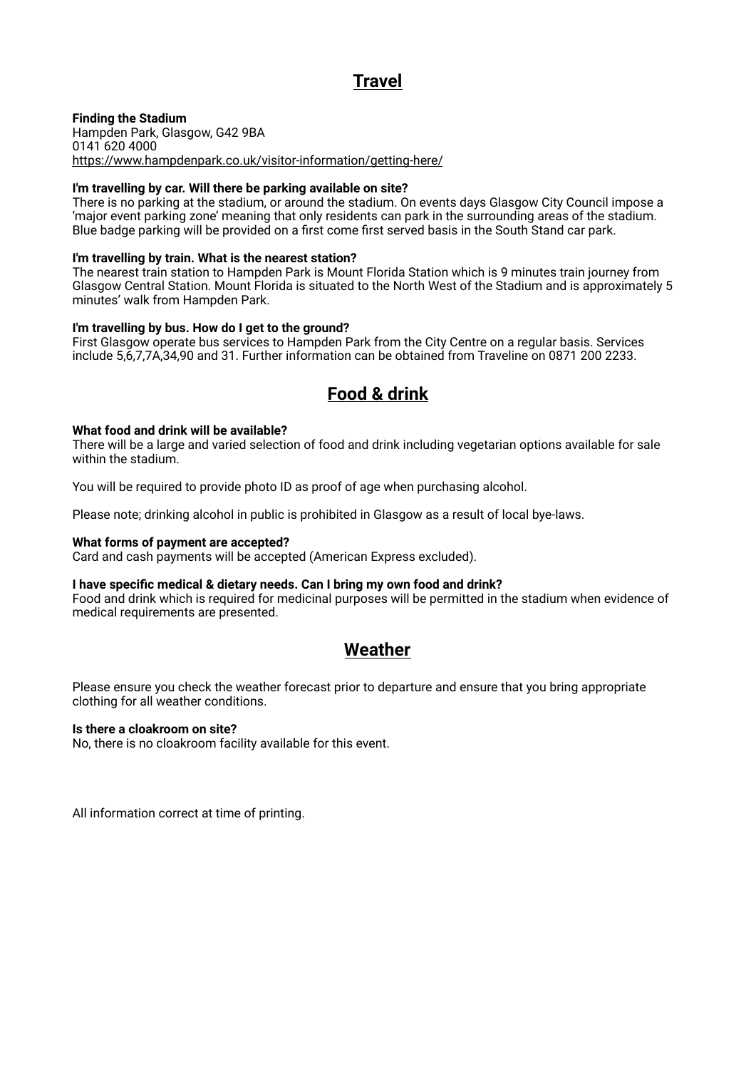# Travel

**Finding the Stadium**
Hampden Park, Glasgow, G42 9BA
0141 620 4000
https://www.hampdenpark.co.uk/visitor-information/getting-here/

**I'm travelling by car. Will there be parking available on site?**
There is no parking at the stadium, or around the stadium. On events days Glasgow City Council impose a 'major event parking zone' meaning that only residents can park in the surrounding areas of the stadium. Blue badge parking will be provided on a first come first served basis in the South Stand car park.

**I'm travelling by train. What is the nearest station?**
The nearest train station to Hampden Park is Mount Florida Station which is 9 minutes train journey from Glasgow Central Station. Mount Florida is situated to the North West of the Stadium and is approximately 5 minutes' walk from Hampden Park.

**I'm travelling by bus. How do I get to the ground?**
First Glasgow operate bus services to Hampden Park from the City Centre on a regular basis. Services include 5,6,7,7A,34,90 and 31. Further information can be obtained from Traveline on 0871 200 2233.

# Food & drink

**What food and drink will be available?**
There will be a large and varied selection of food and drink including vegetarian options available for sale within the stadium.

You will be required to provide photo ID as proof of age when purchasing alcohol.

Please note; drinking alcohol in public is prohibited in Glasgow as a result of local bye-laws.

**What forms of payment are accepted?**
Card and cash payments will be accepted (American Express excluded).

**I have specific medical & dietary needs. Can I bring my own food and drink?**
Food and drink which is required for medicinal purposes will be permitted in the stadium when evidence of medical requirements are presented.

# Weather

Please ensure you check the weather forecast prior to departure and ensure that you bring appropriate clothing for all weather conditions.

**Is there a cloakroom on site?**
No, there is no cloakroom facility available for this event.

All information correct at time of printing.